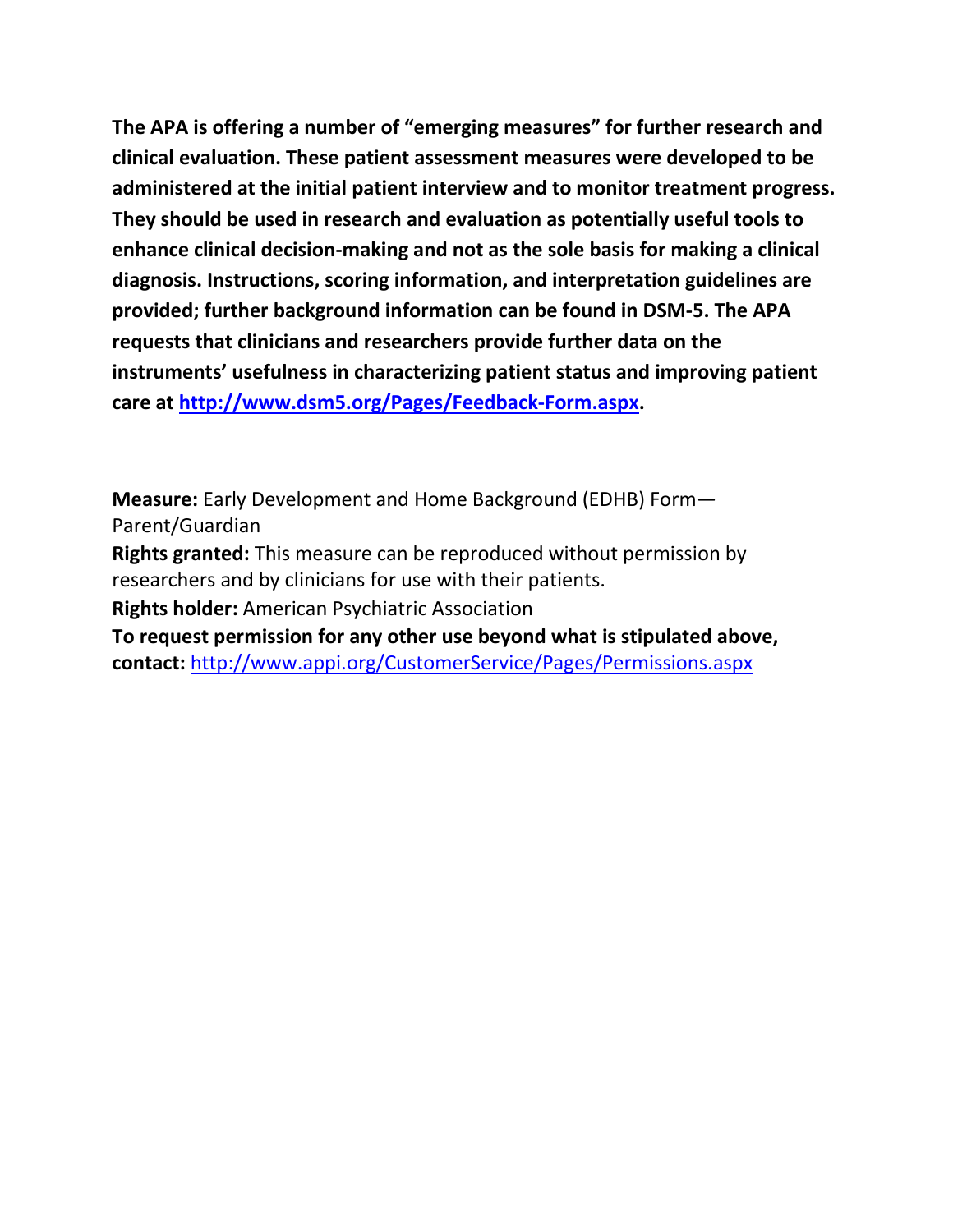**The APA is offering a number of "emerging measures" for further research and clinical evaluation. These patient assessment measures were developed to be administered at the initial patient interview and to monitor treatment progress. They should be used in research and evaluation as potentially useful tools to enhance clinical decision-making and not as the sole basis for making a clinical diagnosis. Instructions, scoring information, and interpretation guidelines are provided; further background information can be found in DSM-5. The APA requests that clinicians and researchers provide further data on the instruments' usefulness in characterizing patient status and improving patient care at [http://www.dsm5.org/Pages/Feedback-Form.aspx](http://www.dsm5.org/Pages/Feedback-Form.aspx).**

**Measure:** Early Development and Home Background (EDHB) Form—Parent/Guardian

**Rights granted:** This measure can be reproduced without permission by researchers and by clinicians for use with their patients.

**Rights holder:** American Psychiatric Association

**To request permission for any other use beyond what is stipulated above, contact:** [http://www.appi.org/CustomerService/Pages/Permissions.aspx](http://www.appi.org/CustomerService/Pages/Permissions.aspx)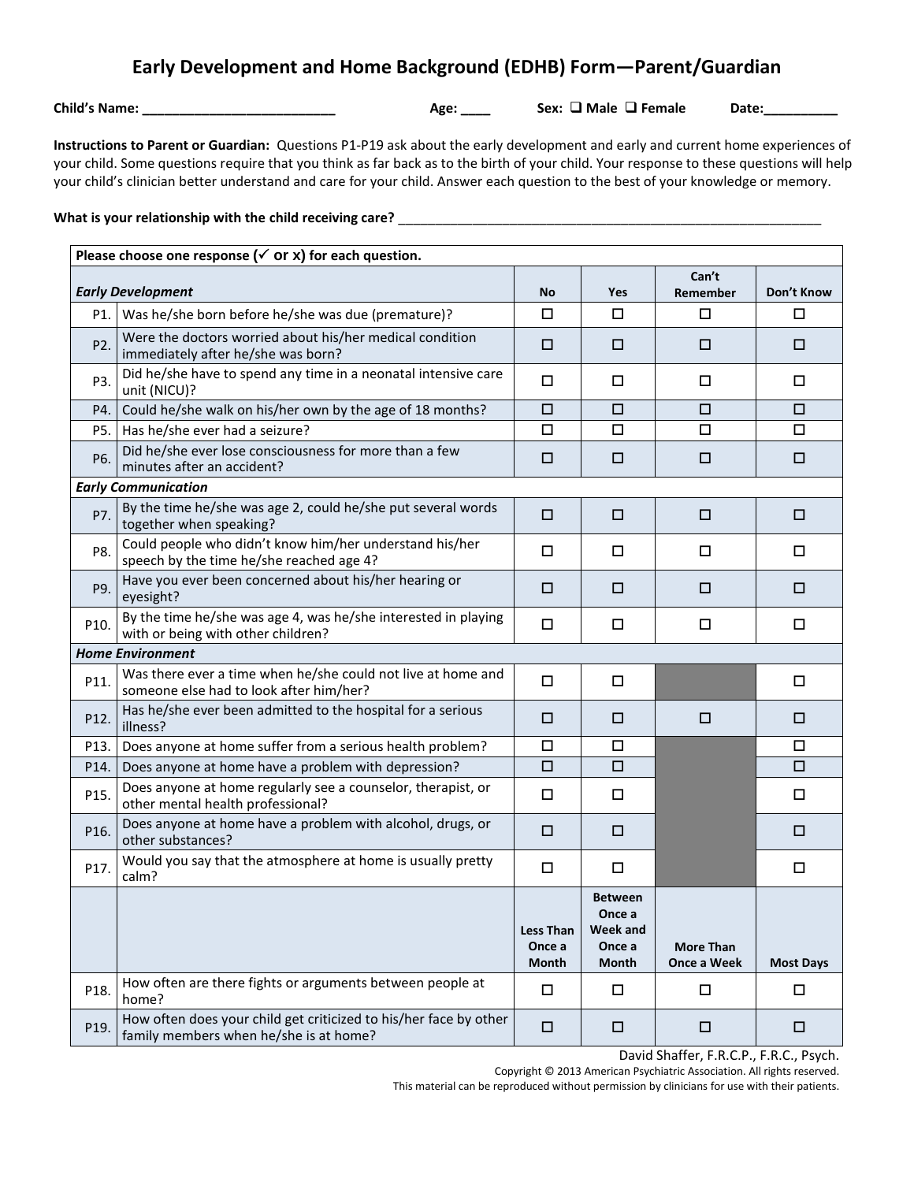# Early Development and Home Background (EDHB) Form—Parent/Guardian

**Child's Name:** ___________________________ **Age:** ____ **Sex:** ❑ **Male** ❑ **Female** **Date:**__________

**Instructions to Parent or Guardian:** Questions P1-P19 ask about the early development and early and current home experiences of your child. Some questions require that you think as far back as to the birth of your child. Your response to these questions will help your child's clinician better understand and care for your child. Answer each question to the best of your knowledge or memory.

**What is your relationship with the child receiving care?** ___________________________________________________________

| **Please choose one response (✓ or x) for each question.** | | | | | |
|---|---|---|---|---|---|
| ***Early Development*** | | **No** | **Yes** | **Can't Remember** | **Don't Know** |
| P1. | Was he/she born before he/she was due (premature)? | ☐ | ☐ | ☐ | ☐ |
| P2. | Were the doctors worried about his/her medical condition immediately after he/she was born? | ☐ | ☐ | ☐ | ☐ |
| P3. | Did he/she have to spend any time in a neonatal intensive care unit (NICU)? | ☐ | ☐ | ☐ | ☐ |
| P4. | Could he/she walk on his/her own by the age of 18 months? | ☐ | ☐ | ☐ | ☐ |
| P5. | Has he/she ever had a seizure? | ☐ | ☐ | ☐ | ☐ |
| P6. | Did he/she ever lose consciousness for more than a few minutes after an accident? | ☐ | ☐ | ☐ | ☐ |
| ***Early Communication*** | | | | | |
| P7. | By the time he/she was age 2, could he/she put several words together when speaking? | ☐ | ☐ | ☐ | ☐ |
| P8. | Could people who didn't know him/her understand his/her speech by the time he/she reached age 4? | ☐ | ☐ | ☐ | ☐ |
| P9. | Have you ever been concerned about his/her hearing or eyesight? | ☐ | ☐ | ☐ | ☐ |
| P10. | By the time he/she was age 4, was he/she interested in playing with or being with other children? | ☐ | ☐ | ☐ | ☐ |
| ***Home Environment*** | | | | | |
| P11. | Was there ever a time when he/she could not live at home and someone else had to look after him/her? | ☐ | ☐ | | ☐ |
| P12. | Has he/she ever been admitted to the hospital for a serious illness? | ☐ | ☐ | ☐ | ☐ |
| P13. | Does anyone at home suffer from a serious health problem? | ☐ | ☐ | | ☐ |
| P14. | Does anyone at home have a problem with depression? | ☐ | ☐ | | ☐ |
| P15. | Does anyone at home regularly see a counselor, therapist, or other mental health professional? | ☐ | ☐ | | ☐ |
| P16. | Does anyone at home have a problem with alcohol, drugs, or other substances? | ☐ | ☐ | | ☐ |
| P17. | Would you say that the atmosphere at home is usually pretty calm? | ☐ | ☐ | | ☐ |
| | | **Less Than Once a Month** | **Between Once a Week and Once a Month** | **More Than Once a Week** | **Most Days** |
| P18. | How often are there fights or arguments between people at home? | ☐ | ☐ | ☐ | ☐ |
| P19. | How often does your child get criticized to his/her face by other family members when he/she is at home? | ☐ | ☐ | ☐ | ☐ |

David Shaffer, F.R.C.P., F.R.C., Psych.

Copyright © 2013 American Psychiatric Association. All rights reserved.

This material can be reproduced without permission by clinicians for use with their patients.